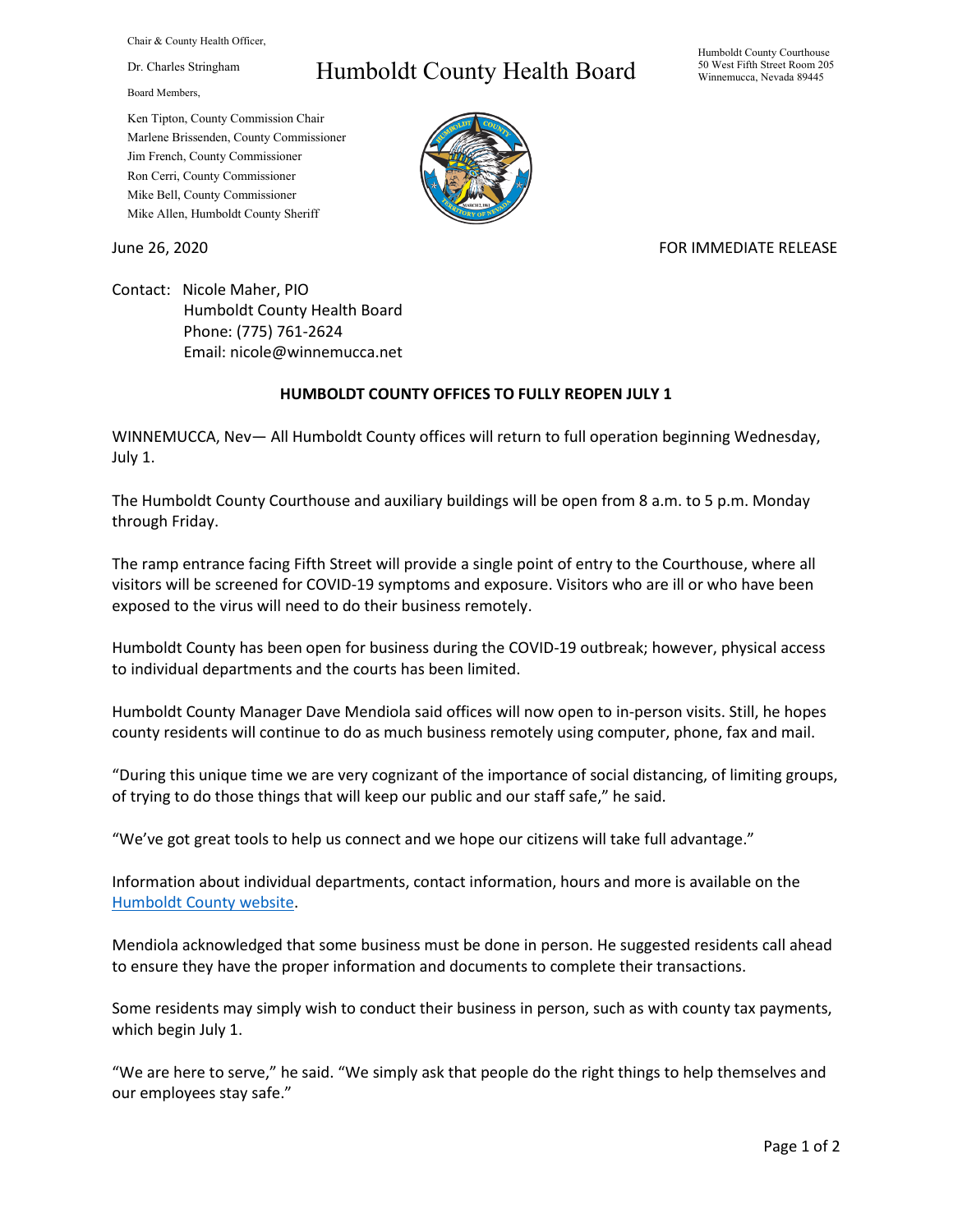Chair & County Health Officer,

Dr. Charles Stringham

Board Members,

Ken Tipton, County Commission Chair
Marlene Brissenden, County Commissioner
Jim French, County Commissioner
Ron Cerri, County Commissioner
Mike Bell, County Commissioner
Mike Allen, Humboldt County Sheriff

# Humboldt County Health Board

Humboldt County Courthouse
50 West Fifth Street Room 205
Winnemucca, Nevada 89445

June 26, 2020

FOR IMMEDIATE RELEASE

Contact: Nicole Maher, PIO
Humboldt County Health Board
Phone: (775) 761-2624
Email: nicole@winnemucca.net

## HUMBOLDT COUNTY OFFICES TO FULLY REOPEN JULY 1

WINNEMUCCA, Nev— All Humboldt County offices will return to full operation beginning Wednesday, July 1.

The Humboldt County Courthouse and auxiliary buildings will be open from 8 a.m. to 5 p.m. Monday through Friday.

The ramp entrance facing Fifth Street will provide a single point of entry to the Courthouse, where all visitors will be screened for COVID-19 symptoms and exposure. Visitors who are ill or who have been exposed to the virus will need to do their business remotely.

Humboldt County has been open for business during the COVID-19 outbreak; however, physical access to individual departments and the courts has been limited.

Humboldt County Manager Dave Mendiola said offices will now open to in-person visits. Still, he hopes county residents will continue to do as much business remotely using computer, phone, fax and mail.

"During this unique time we are very cognizant of the importance of social distancing, of limiting groups, of trying to do those things that will keep our public and our staff safe," he said.

"We've got great tools to help us connect and we hope our citizens will take full advantage."

Information about individual departments, contact information, hours and more is available on the Humboldt County website.

Mendiola acknowledged that some business must be done in person. He suggested residents call ahead to ensure they have the proper information and documents to complete their transactions.

Some residents may simply wish to conduct their business in person, such as with county tax payments, which begin July 1.

"We are here to serve," he said. "We simply ask that people do the right things to help themselves and our employees stay safe."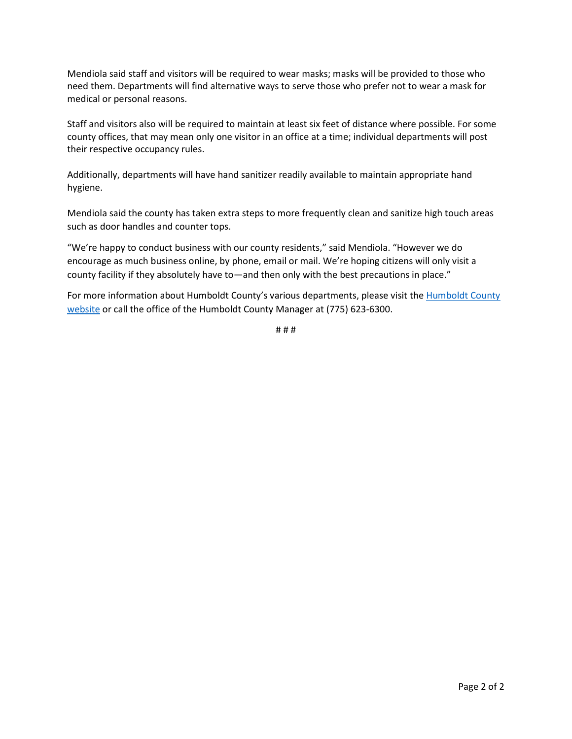Mendiola said staff and visitors will be required to wear masks; masks will be provided to those who need them. Departments will find alternative ways to serve those who prefer not to wear a mask for medical or personal reasons.

Staff and visitors also will be required to maintain at least six feet of distance where possible. For some county offices, that may mean only one visitor in an office at a time; individual departments will post their respective occupancy rules.

Additionally, departments will have hand sanitizer readily available to maintain appropriate hand hygiene.

Mendiola said the county has taken extra steps to more frequently clean and sanitize high touch areas such as door handles and counter tops.

"We're happy to conduct business with our county residents," said Mendiola. "However we do encourage as much business online, by phone, email or mail. We're hoping citizens will only visit a county facility if they absolutely have to—and then only with the best precautions in place."

For more information about Humboldt County's various departments, please visit the [Humboldt County website](#) or call the office of the Humboldt County Manager at (775) 623-6300.

# # #